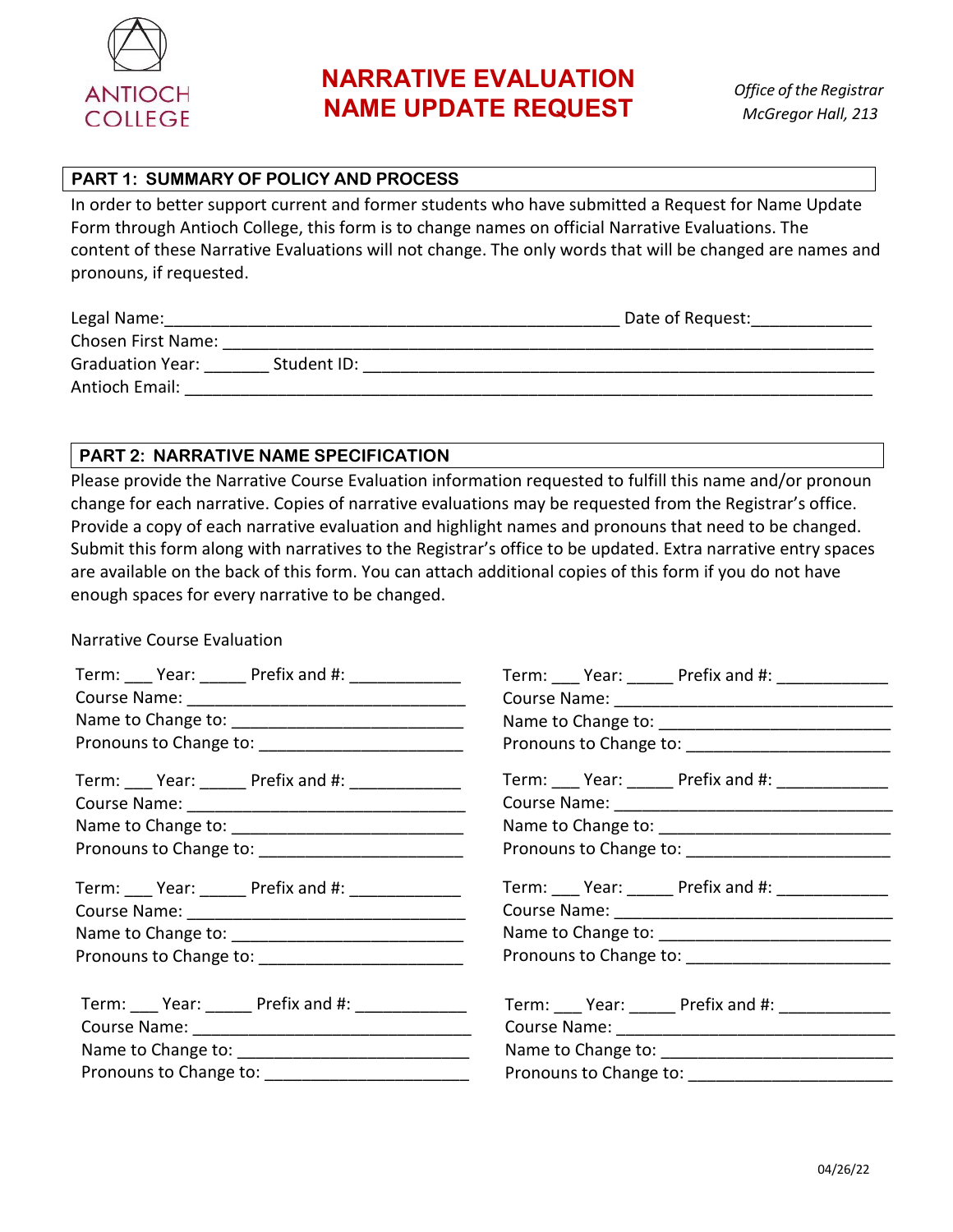ANTIOCH COLLEGE

# NARRATIVE EVALUATION NAME UPDATE REQUEST

*Office of the Registrar*
*McGregor Hall, 213*

## PART 1: SUMMARY OF POLICY AND PROCESS

In order to better support current and former students who have submitted a Request for Name Update Form through Antioch College, this form is to change names on official Narrative Evaluations. The content of these Narrative Evaluations will not change. The only words that will be changed are names and pronouns, if requested.

Legal Name:_______________________________________________ Date of Request:____________
Chosen First Name: ______________________________________________________________________
Graduation Year: _______ Student ID: _____________________________________________________
Antioch Email: __________________________________________________________________________

## PART 2: NARRATIVE NAME SPECIFICATION

Please provide the Narrative Course Evaluation information requested to fulfill this name and/or pronoun change for each narrative. Copies of narrative evaluations may be requested from the Registrar's office. Provide a copy of each narrative evaluation and highlight names and pronouns that need to be changed. Submit this form along with narratives to the Registrar's office to be updated. Extra narrative entry spaces are available on the back of this form. You can attach additional copies of this form if you do not have enough spaces for every narrative to be changed.

Narrative Course Evaluation

Term: ___ Year: _____ Prefix and #: ____________
Course Name: ______________________________
Name to Change to: _________________________
Pronouns to Change to: ______________________

Term: ___ Year: _____ Prefix and #: ____________
Course Name: ______________________________
Name to Change to: _________________________
Pronouns to Change to: ______________________

Term: ___ Year: _____ Prefix and #: ____________
Course Name: ______________________________
Name to Change to: _________________________
Pronouns to Change to: ______________________

Term: ___ Year: _____ Prefix and #: ____________
Course Name: ______________________________
Name to Change to: _________________________
Pronouns to Change to: ______________________

Term: ___ Year: _____ Prefix and #: ____________
Course Name: ______________________________
Name to Change to: _________________________
Pronouns to Change to: ______________________

Term: ___ Year: _____ Prefix and #: ____________
Course Name: ______________________________
Name to Change to: _________________________
Pronouns to Change to: ______________________

Term: ___ Year: _____ Prefix and #: ____________
Course Name: ______________________________
Name to Change to: _________________________
Pronouns to Change to: ______________________

Term: ___ Year: _____ Prefix and #: ____________
Course Name: ______________________________
Name to Change to: _________________________
Pronouns to Change to: ______________________

04/26/22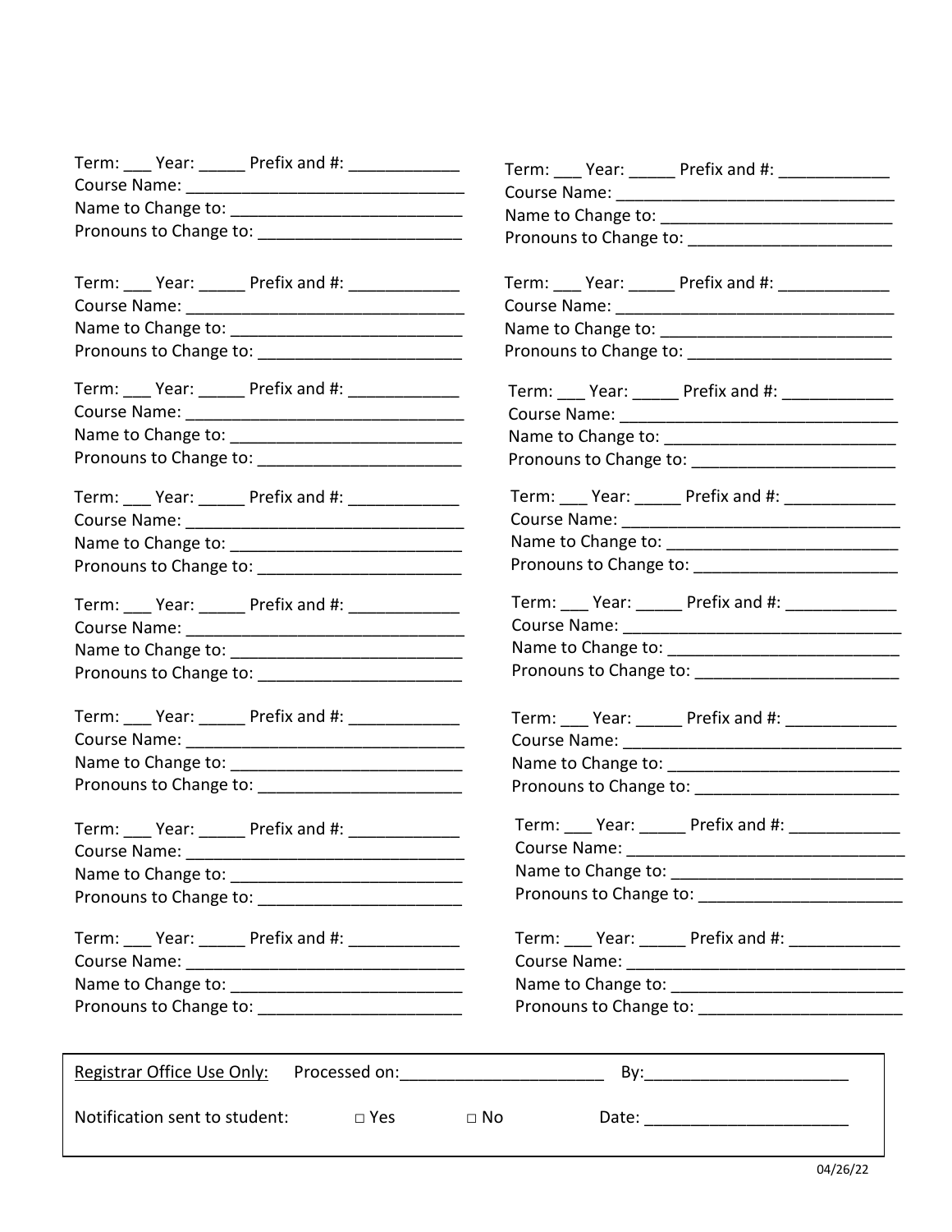Term: ___ Year: _____ Prefix and #: ____________
Course Name: ______________________________
Name to Change to: _________________________
Pronouns to Change to: ______________________

Term: ___ Year: _____ Prefix and #: ____________
Course Name: ______________________________
Name to Change to: _________________________
Pronouns to Change to: ______________________

Term: ___ Year: _____ Prefix and #: ____________
Course Name: ______________________________
Name to Change to: _________________________
Pronouns to Change to: ______________________

Term: ___ Year: _____ Prefix and #: ____________
Course Name: ______________________________
Name to Change to: _________________________
Pronouns to Change to: ______________________

Term: ___ Year: _____ Prefix and #: ____________
Course Name: ______________________________
Name to Change to: _________________________
Pronouns to Change to: ______________________

Term: ___ Year: _____ Prefix and #: ____________
Course Name: ______________________________
Name to Change to: _________________________
Pronouns to Change to: ______________________

Term: ___ Year: _____ Prefix and #: ____________
Course Name: ______________________________
Name to Change to: _________________________
Pronouns to Change to: ______________________

Term: ___ Year: _____ Prefix and #: ____________
Course Name: ______________________________
Name to Change to: _________________________
Pronouns to Change to: ______________________

Term: ___ Year: _____ Prefix and #: ____________
Course Name: ______________________________
Name to Change to: _________________________
Pronouns to Change to: ______________________

Term: ___ Year: _____ Prefix and #: ____________
Course Name: ______________________________
Name to Change to: _________________________
Pronouns to Change to: ______________________

Term: ___ Year: _____ Prefix and #: ____________
Course Name: ______________________________
Name to Change to: _________________________
Pronouns to Change to: ______________________

Term: ___ Year: _____ Prefix and #: ____________
Course Name: ______________________________
Name to Change to: _________________________
Pronouns to Change to: ______________________

Term: ___ Year: _____ Prefix and #: ____________
Course Name: ______________________________
Name to Change to: _________________________
Pronouns to Change to: ______________________

Term: ___ Year: _____ Prefix and #: ____________
Course Name: ______________________________
Name to Change to: _________________________
Pronouns to Change to: ______________________

Term: ___ Year: _____ Prefix and #: ____________
Course Name: ______________________________
Name to Change to: _________________________
Pronouns to Change to: ______________________

Term: ___ Year: _____ Prefix and #: ____________
Course Name: ______________________________
Name to Change to: _________________________
Pronouns to Change to: ______________________

<u>Registrar Office Use Only:</u> Processed on:______________________ By:______________________

Notification sent to student: □ Yes □ No Date: ______________________

04/26/22